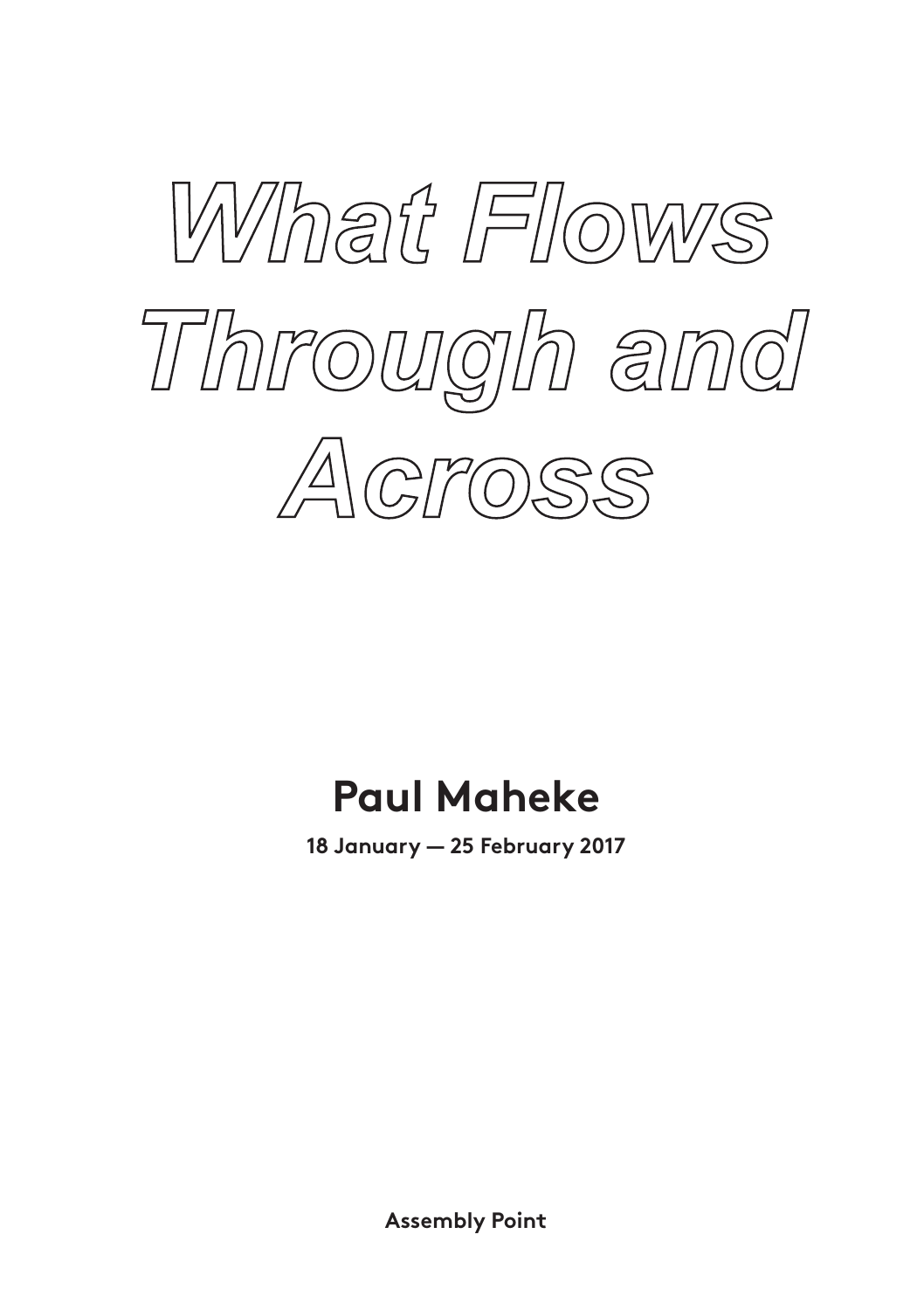# *What Flows Through and Across*

## Paul Maheke

**18 January — 25 February 2017**

**Assembly Point**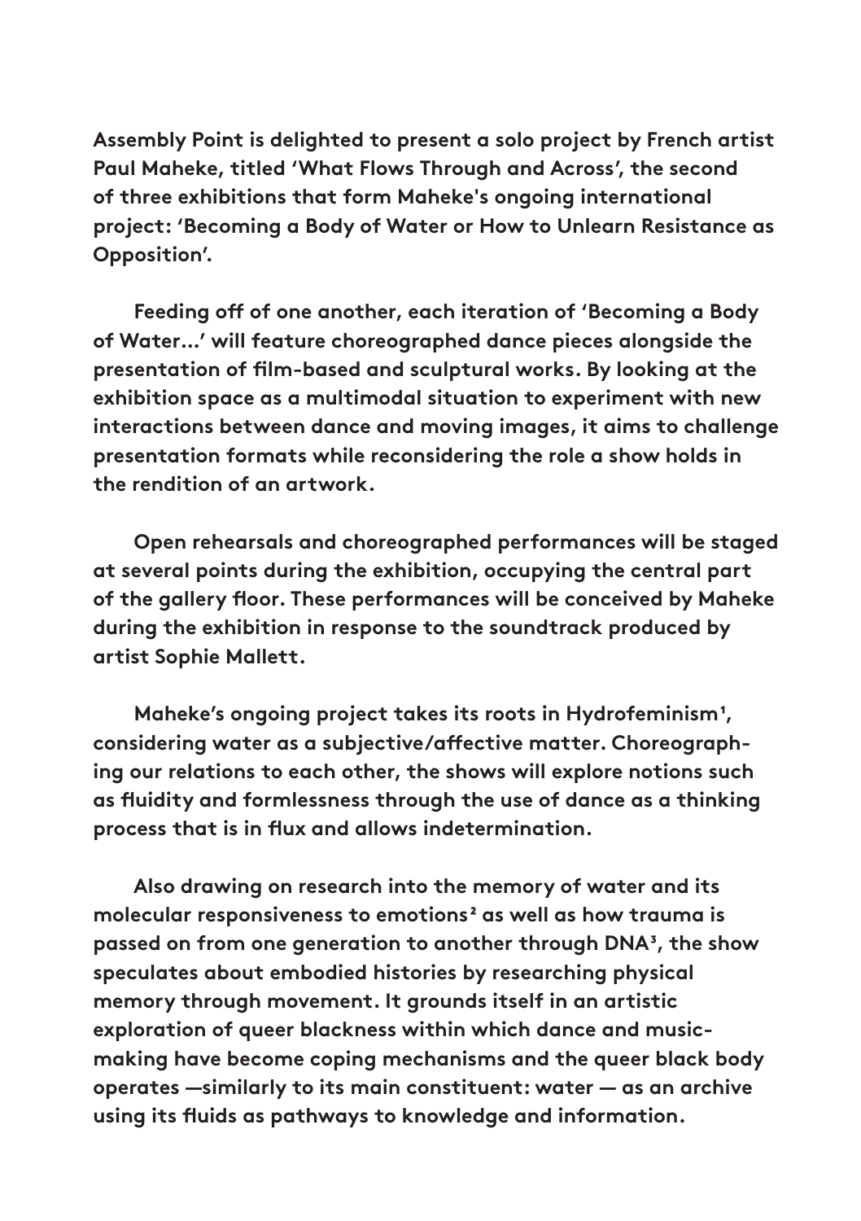**Assembly Point is delighted to present a solo project by French artist Paul Maheke, titled 'What Flows Through and Across', the second of three exhibitions that form Maheke's ongoing international project: 'Becoming a Body of Water or How to Unlearn Resistance as Opposition'.**

**Feeding off of one another, each iteration of 'Becoming a Body of Water...' will feature choreographed dance pieces alongside the presentation of film-based and sculptural works. By looking at the exhibition space as a multimodal situation to experiment with new interactions between dance and moving images, it aims to challenge presentation formats while reconsidering the role a show holds in the rendition of an artwork.**

**Open rehearsals and choreographed performances will be staged at several points during the exhibition, occupying the central part of the gallery floor. These performances will be conceived by Maheke during the exhibition in response to the soundtrack produced by artist Sophie Mallett.**

**Maheke's ongoing project takes its roots in Hydrofeminism[1], considering water as a subjective/affective matter. Choreographing our relations to each other, the shows will explore notions such as fluidity and formlessness through the use of dance as a thinking process that is in flux and allows indetermination.**

**Also drawing on research into the memory of water and its molecular responsiveness to emotions[2] as well as how trauma is passed on from one generation to another through DNA[3], the show speculates about embodied histories by researching physical memory through movement. It grounds itself in an artistic exploration of queer blackness within which dance and music-making have become coping mechanisms and the queer black body operates —similarly to its main constituent: water — as an archive using its fluids as pathways to knowledge and information.**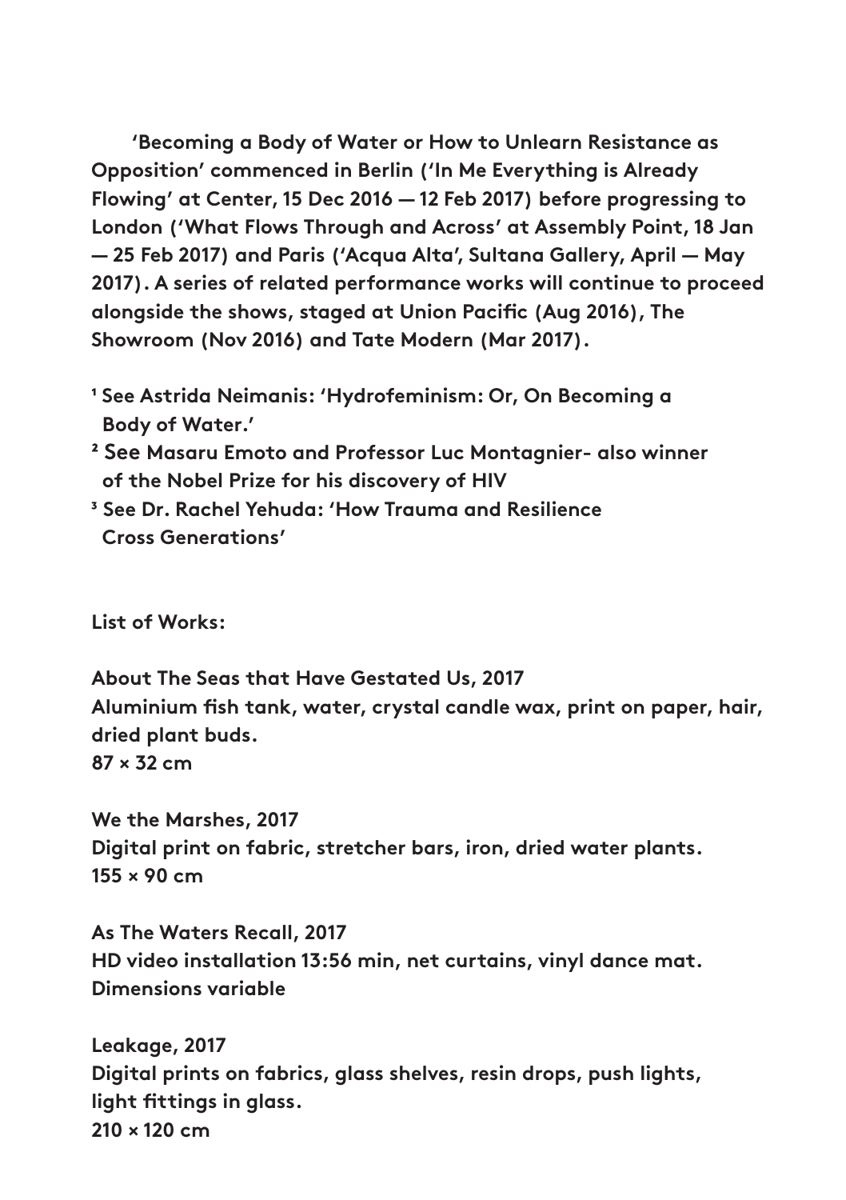'Becoming a Body of Water or How to Unlearn Resistance as Opposition' commenced in Berlin ('In Me Everything is Already Flowing' at Center, 15 Dec 2016 — 12 Feb 2017) before progressing to London ('What Flows Through and Across' at Assembly Point, 18 Jan — 25 Feb 2017) and Paris ('Acqua Alta', Sultana Gallery, April — May 2017). A series of related performance works will continue to proceed alongside the shows, staged at Union Pacific (Aug 2016), The Showroom (Nov 2016) and Tate Modern (Mar 2017).

[1] See Astrida Neimanis: 'Hydrofeminism: Or, On Becoming a Body of Water.'

[2] See Masaru Emoto and Professor Luc Montagnier- also winner of the Nobel Prize for his discovery of HIV

[3] See Dr. Rachel Yehuda: 'How Trauma and Resilience Cross Generations'

List of Works:

About The Seas that Have Gestated Us, 2017
Aluminium fish tank, water, crystal candle wax, print on paper, hair, dried plant buds.
87 × 32 cm

We the Marshes, 2017
Digital print on fabric, stretcher bars, iron, dried water plants.
155 × 90 cm

As The Waters Recall, 2017
HD video installation 13:56 min, net curtains, vinyl dance mat.
Dimensions variable

Leakage, 2017
Digital prints on fabrics, glass shelves, resin drops, push lights, light fittings in glass.
210 × 120 cm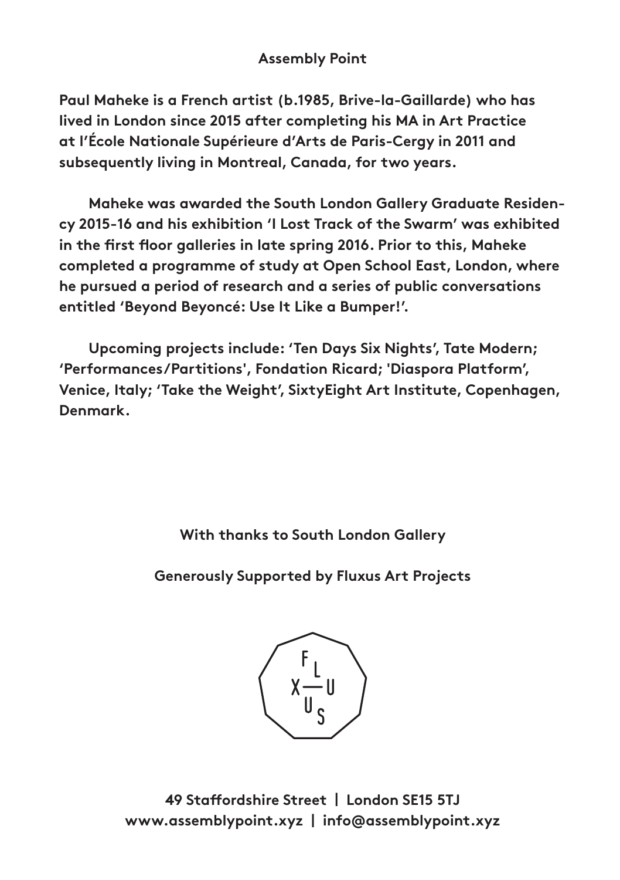**Assembly Point**

**Paul Maheke is a French artist (b.1985, Brive-la-Gaillarde) who has lived in London since 2015 after completing his MA in Art Practice at l'École Nationale Supérieure d'Arts de Paris-Cergy in 2011 and subsequently living in Montreal, Canada, for two years.**

**Maheke was awarded the South London Gallery Graduate Residency 2015-16 and his exhibition 'I Lost Track of the Swarm' was exhibited in the first floor galleries in late spring 2016. Prior to this, Maheke completed a programme of study at Open School East, London, where he pursued a period of research and a series of public conversations entitled 'Beyond Beyoncé: Use It Like a Bumper!'.**

**Upcoming projects include: 'Ten Days Six Nights', Tate Modern; 'Performances/Partitions', Fondation Ricard; 'Diaspora Platform', Venice, Italy; 'Take the Weight', SixtyEight Art Institute, Copenhagen, Denmark.**

**With thanks to South London Gallery**

**Generously Supported by Fluxus Art Projects**

FLUXUS

**49 Staffordshire Street | London SE15 5TJ**
**www.assemblypoint.xyz | info@assemblypoint.xyz**